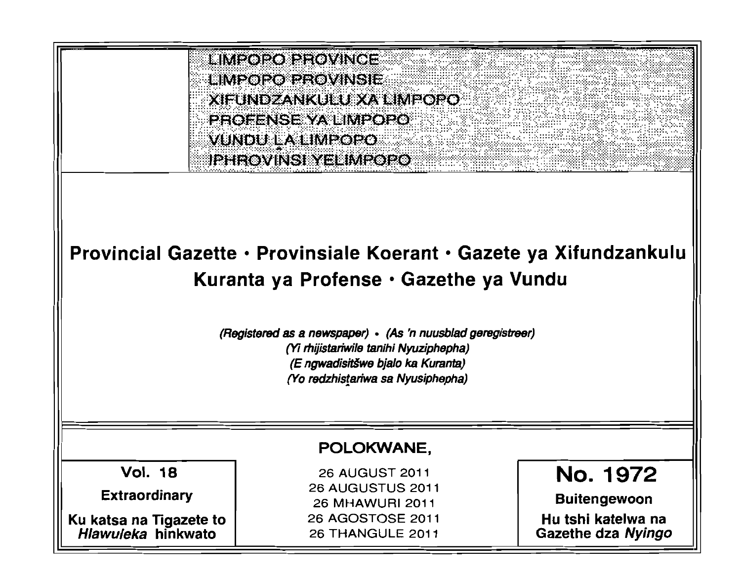LIMPOPO PROVINCE
LIMPOPO PROVINSIE
XIFUNDZANKULU XA LIMPOPO
PROFENSE YA LIMPOPO
VUNDU LA LIMPOPO
IPHROVINSI YELIMPOPO

# Provincial Gazette • Provinsiale Koerant • Gazete ya Xifundzankulu Kuranta ya Profense • Gazethe ya Vundu

*(Registered as a newspaper)* • *(As 'n nuusblad geregistreer)*
*(Yi rhijistariwile tanihi Nyuziphepha)*
*(E ngwadisitšwe bjalo ka Kuranta)*
*(Yo redzhistariwa sa Nyusiphepha)*

**POLOKWANE,**

26 AUGUST 2011
26 AUGUSTUS 2011
26 MHAWURI 2011
26 AGOSTOSE 2011
26 THANGULE 2011

**Vol. 18**

**Extraordinary**

**Ku katsa na Tigazete to *Hlawuleka* hinkwato**

**No. 1972**

**Buitengewoon**

**Hu tshi katelwa na Gazethe dza *Nyingo***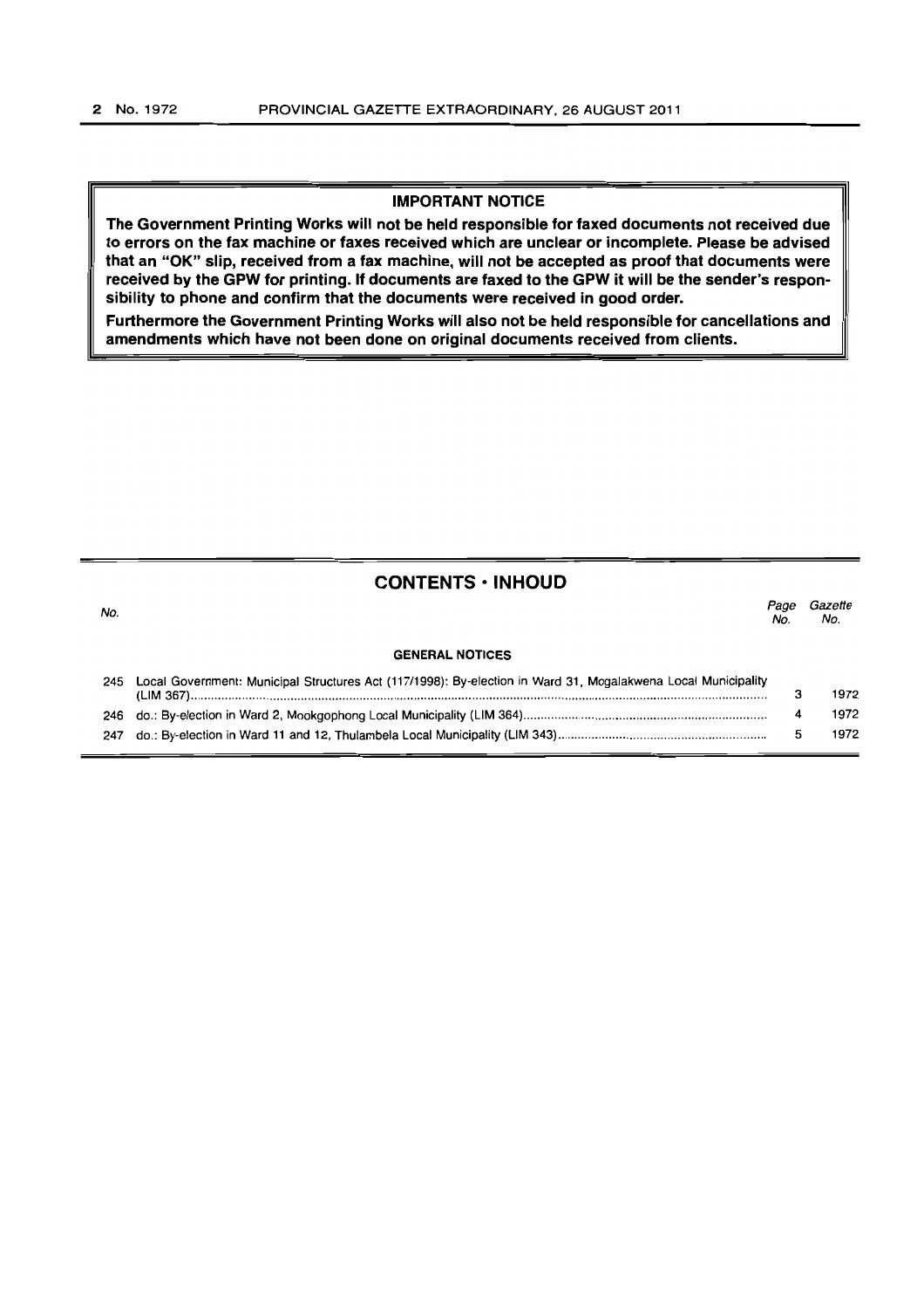**IMPORTANT NOTICE**

**The Government Printing Works will not be held responsible for faxed documents not received due to errors on the fax machine or faxes received which are unclear or incomplete. Please be advised that an "OK" slip, received from a fax machine, will not be accepted as proof that documents were received by the GPW for printing. If documents are faxed to the GPW it will be the sender's responsibility to phone and confirm that the documents were received in good order.**

**Furthermore the Government Printing Works will also not be held responsible for cancellations and amendments which have not been done on original documents received from clients.**

## CONTENTS · INHOUD

| No. | | Page No. | Gazette No. |
|---|---|---|---|
| | **GENERAL NOTICES** | | |
| 245 | Local Government: Municipal Structures Act (117/1998): By-election in Ward 31, Mogalakwena Local Municipality (LIM 367) | 3 | 1972 |
| 246 | do.: By-election in Ward 2, Mookgophong Local Municipality (LIM 364) | 4 | 1972 |
| 247 | do.: By-election in Ward 11 and 12, Thulambela Local Municipality (LIM 343) | 5 | 1972 |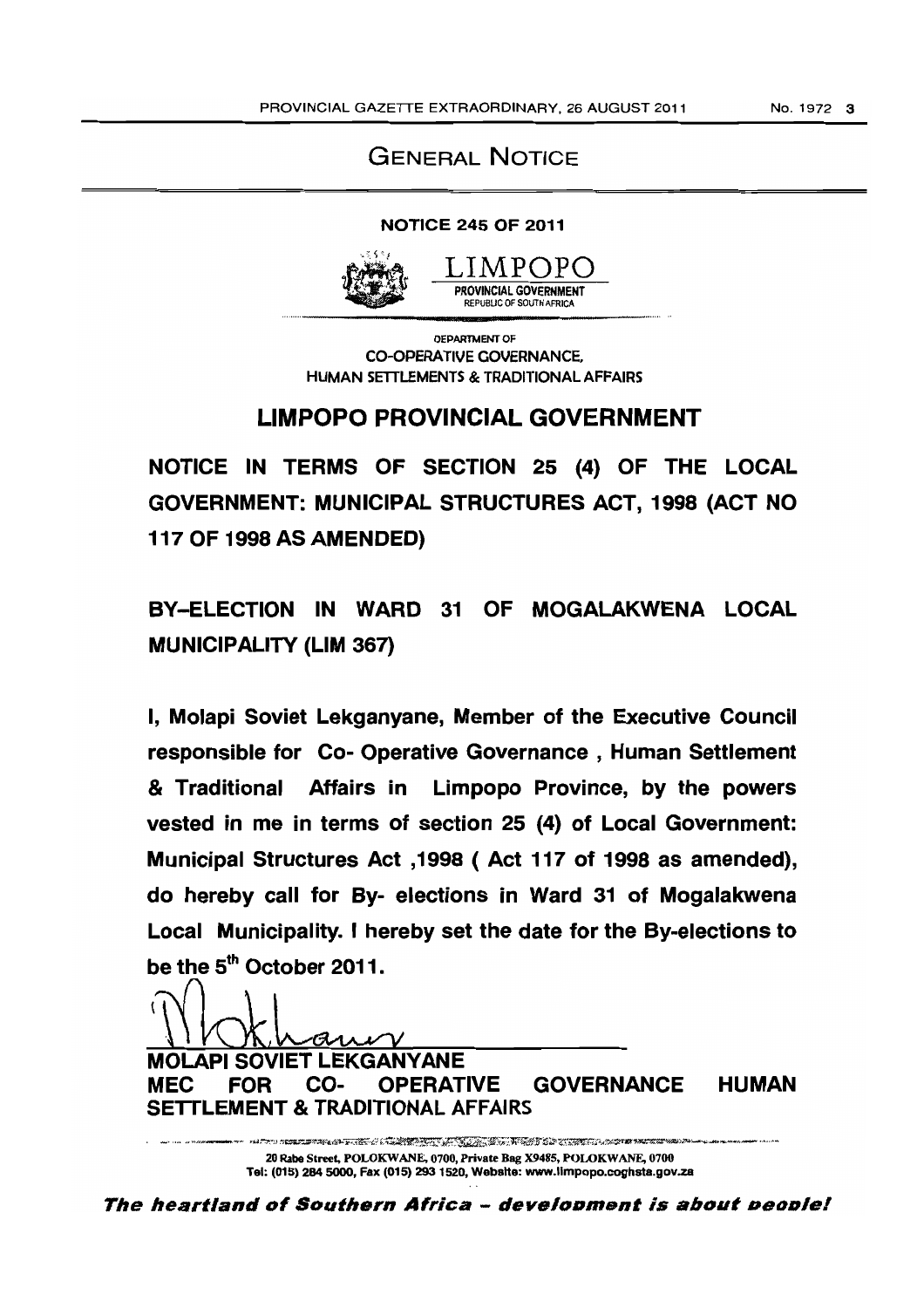## GENERAL NOTICE

**NOTICE 245 OF 2011**

LIMPOPO

PROVINCIAL GOVERNMENT
REPUBLIC OF SOUTH AFRICA

DEPARTMENT OF
CO-OPERATIVE GOVERNANCE,
HUMAN SETTLEMENTS & TRADITIONAL AFFAIRS

# LIMPOPO PROVINCIAL GOVERNMENT

**NOTICE IN TERMS OF SECTION 25 (4) OF THE LOCAL GOVERNMENT: MUNICIPAL STRUCTURES ACT, 1998 (ACT NO 117 OF 1998 AS AMENDED)**

**BY-ELECTION IN WARD 31 OF MOGALAKWENA LOCAL MUNICIPALITY (LIM 367)**

**I, Molapi Soviet Lekganyane, Member of the Executive Council responsible for Co- Operative Governance , Human Settlement & Traditional Affairs in Limpopo Province, by the powers vested in me in terms of section 25 (4) of Local Government: Municipal Structures Act ,1998 ( Act 117 of 1998 as amended), do hereby call for By- elections in Ward 31 of Mogalakwena Local Municipality. I hereby set the date for the By-elections to be the 5th October 2011.**

**MOLAPI SOVIET LEKGANYANE**
**MEC FOR CO- OPERATIVE GOVERNANCE HUMAN SETTLEMENT & TRADITIONAL AFFAIRS**

20 Rabe Street, POLOKWANE, 0700, Private Bag X9485, POLOKWANE, 0700
Tel: (015) 284 5000, Fax (015) 293 1520, Website: www.limpopo.coghsta.gov.za

***The heartland of Southern Africa - development is about people!***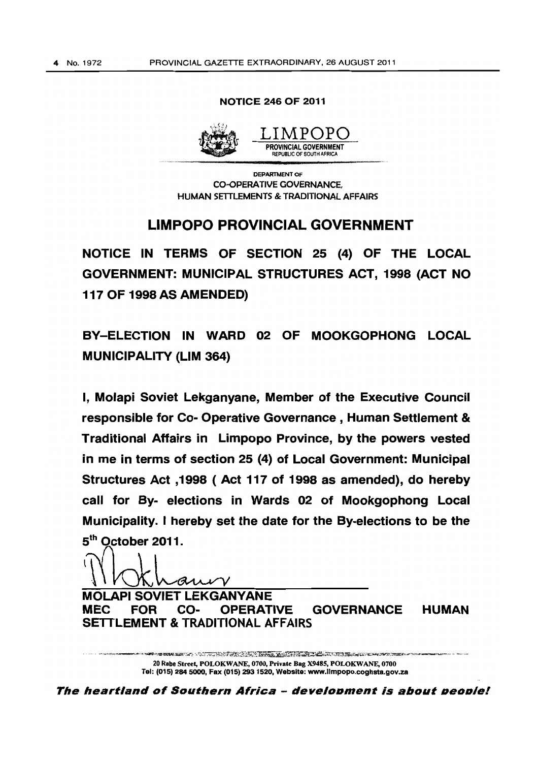**NOTICE 246 OF 2011**

LIMPOPO
PROVINCIAL GOVERNMENT
REPUBLIC OF SOUTH AFRICA

DEPARTMENT OF
CO-OPERATIVE GOVERNANCE,
HUMAN SETTLEMENTS & TRADITIONAL AFFAIRS

## LIMPOPO PROVINCIAL GOVERNMENT

**NOTICE IN TERMS OF SECTION 25 (4) OF THE LOCAL GOVERNMENT: MUNICIPAL STRUCTURES ACT, 1998 (ACT NO 117 OF 1998 AS AMENDED)**

**BY-ELECTION IN WARD 02 OF MOOKGOPHONG LOCAL MUNICIPALITY (LIM 364)**

**I, Molapi Soviet Lekganyane, Member of the Executive Council responsible for Co- Operative Governance , Human Settlement & Traditional Affairs in Limpopo Province, by the powers vested in me in terms of section 25 (4) of Local Government: Municipal Structures Act ,1998 ( Act 117 of 1998 as amended), do hereby call for By- elections in Wards 02 of Mookgophong Local Municipality. I hereby set the date for the By-elections to be the 5th October 2011.**

**MOLAPI SOVIET LEKGANYANE**
**MEC FOR CO- OPERATIVE GOVERNANCE HUMAN SETTLEMENT & TRADITIONAL AFFAIRS**

20 Rabe Street, POLOKWANE, 0700, Private Bag X9485, POLOKWANE, 0700
Tel: (015) 284 5000, Fax (015) 293 1520, Website: www.limpopo.coghsta.gov.za

***The heartland of Southern Africa - development is about people!***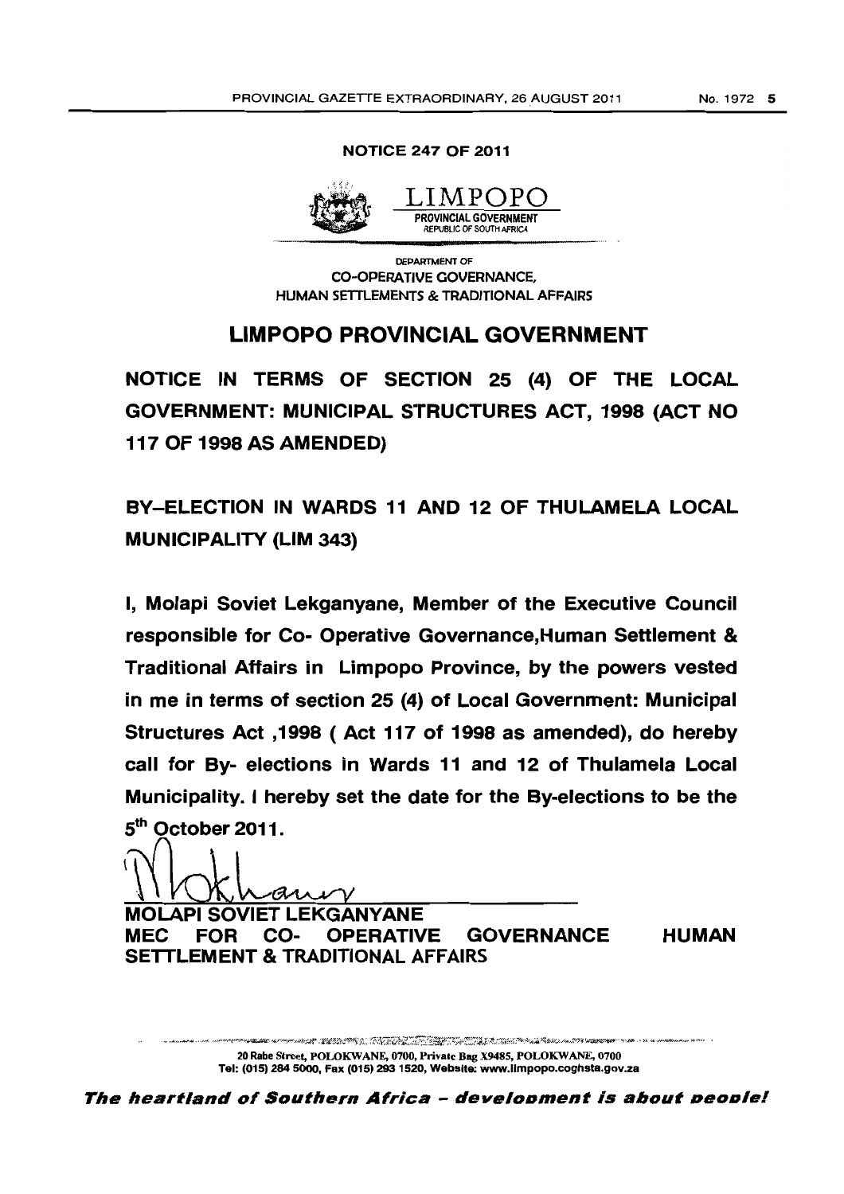**NOTICE 247 OF 2011**

LIMPOPO
PROVINCIAL GOVERNMENT
REPUBLIC OF SOUTH AFRICA

DEPARTMENT OF
CO-OPERATIVE GOVERNANCE,
HUMAN SETTLEMENTS & TRADITIONAL AFFAIRS

## LIMPOPO PROVINCIAL GOVERNMENT

**NOTICE IN TERMS OF SECTION 25 (4) OF THE LOCAL GOVERNMENT: MUNICIPAL STRUCTURES ACT, 1998 (ACT NO 117 OF 1998 AS AMENDED)**

**BY-ELECTION IN WARDS 11 AND 12 OF THULAMELA LOCAL MUNICIPALITY (LIM 343)**

**I, Molapi Soviet Lekganyane, Member of the Executive Council responsible for Co- Operative Governance,Human Settlement & Traditional Affairs in Limpopo Province, by the powers vested in me in terms of section 25 (4) of Local Government: Municipal Structures Act ,1998 ( Act 117 of 1998 as amended), do hereby call for By- elections in Wards 11 and 12 of Thulamela Local Municipality. I hereby set the date for the By-elections to be the 5th October 2011.**

**MOLAPI SOVIET LEKGANYANE**
**MEC FOR CO- OPERATIVE GOVERNANCE HUMAN SETTLEMENT & TRADITIONAL AFFAIRS**

20 Rabe Street, POLOKWANE, 0700, Private Bag X9485, POLOKWANE, 0700
Tel: (015) 284 5000, Fax (015) 293 1520, Website: www.limpopo.coghsta.gov.za

***The heartland of Southern Africa - development is about people!***